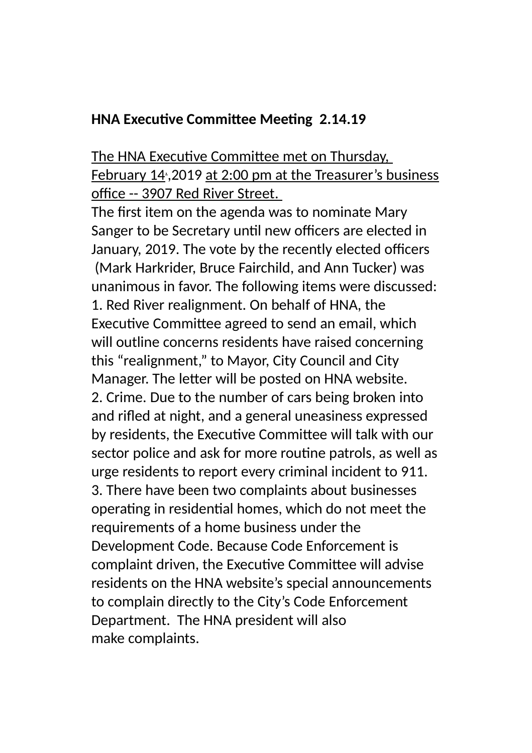**HNA Executive Committee Meeting 2.14.19**

The HNA Executive Committee met on Thursday, February 14 ,2019 at 2:00 pm at the Treasurer's business office -- 3907 Red River Street.

The first item on the agenda was to nominate Mary Sanger to be Secretary until new officers are elected in January, 2019. The vote by the recently elected officers (Mark Harkrider, Bruce Fairchild, and Ann Tucker) was unanimous in favor. The following items were discussed:

1. Red River realignment. On behalf of HNA, the Executive Committee agreed to send an email, which will outline concerns residents have raised concerning this "realignment," to Mayor, City Council and City Manager. The letter will be posted on HNA website.
2. Crime. Due to the number of cars being broken into and rifled at night, and a general uneasiness expressed by residents, the Executive Committee will talk with our sector police and ask for more routine patrols, as well as urge residents to report every criminal incident to 911.
3. There have been two complaints about businesses operating in residential homes, which do not meet the requirements of a home business under the Development Code. Because Code Enforcement is complaint driven, the Executive Committee will advise residents on the HNA website's special announcements to complain directly to the City's Code Enforcement Department. The HNA president will also make complaints.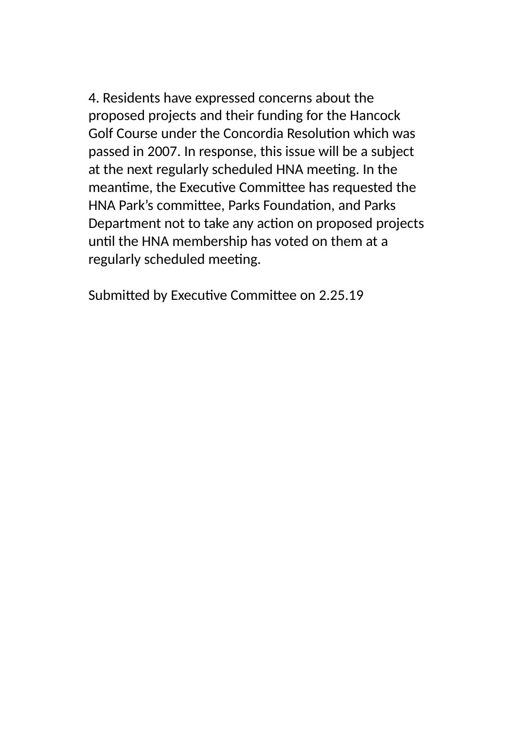4. Residents have expressed concerns about the proposed projects and their funding for the Hancock Golf Course under the Concordia Resolution which was passed in 2007. In response, this issue will be a subject at the next regularly scheduled HNA meeting. In the meantime, the Executive Committee has requested the HNA Park's committee, Parks Foundation, and Parks Department not to take any action on proposed projects until the HNA membership has voted on them at a regularly scheduled meeting.

Submitted by Executive Committee on 2.25.19